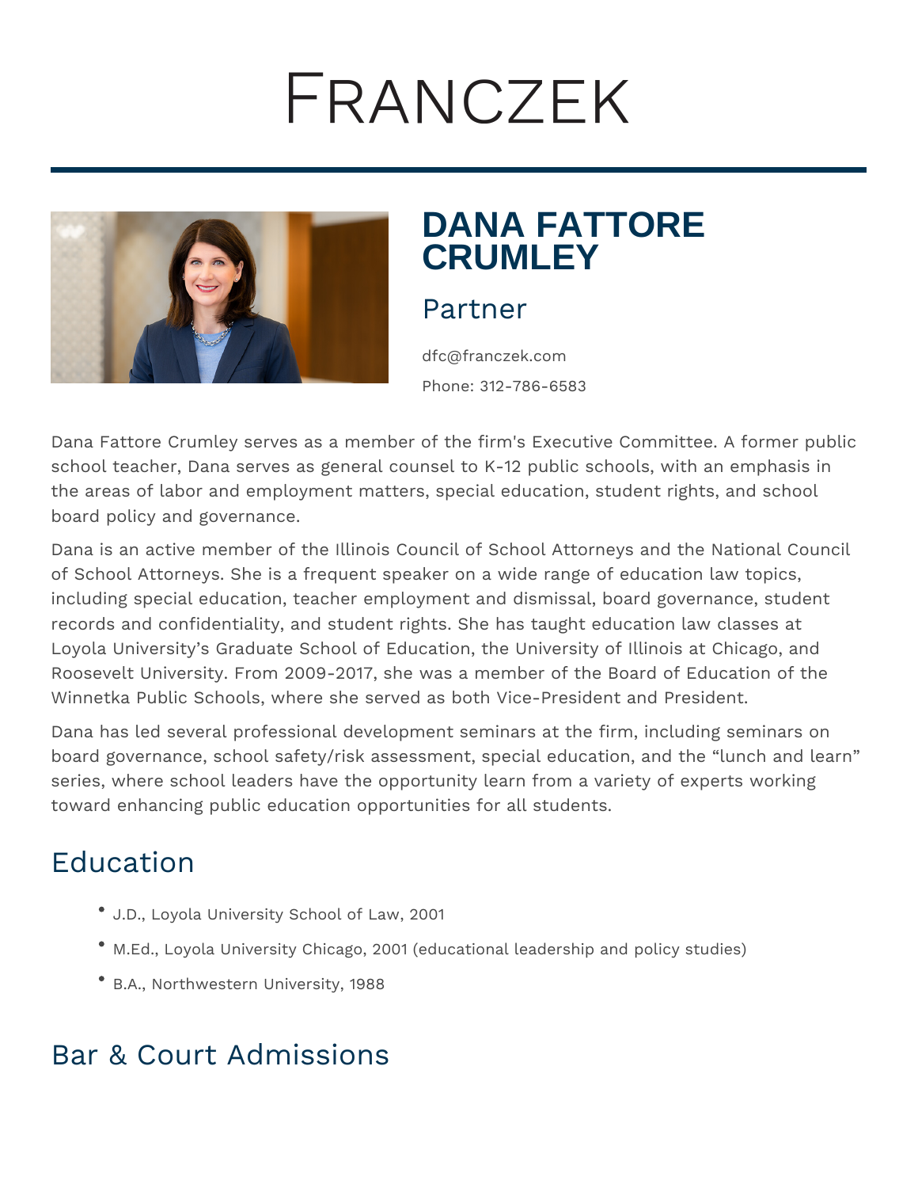# Franczek

## DANA FATTORE CRUMLEY

Partner

dfc@franczek.com

Phone: 312-786-6583

Dana Fattore Crumley serves as a member of the firm's Executive Committee. A former public school teacher, Dana serves as general counsel to K-12 public schools, with an emphasis in the areas of labor and employment matters, special education, student rights, and school board policy and governance.

Dana is an active member of the Illinois Council of School Attorneys and the National Council of School Attorneys. She is a frequent speaker on a wide range of education law topics, including special education, teacher employment and dismissal, board governance, student records and confidentiality, and student rights. She has taught education law classes at Loyola University's Graduate School of Education, the University of Illinois at Chicago, and Roosevelt University. From 2009-2017, she was a member of the Board of Education of the Winnetka Public Schools, where she served as both Vice-President and President.

Dana has led several professional development seminars at the firm, including seminars on board governance, school safety/risk assessment, special education, and the "lunch and learn" series, where school leaders have the opportunity learn from a variety of experts working toward enhancing public education opportunities for all students.

## Education

- J.D., Loyola University School of Law, 2001
- M.Ed., Loyola University Chicago, 2001 (educational leadership and policy studies)
- B.A., Northwestern University, 1988

## Bar & Court Admissions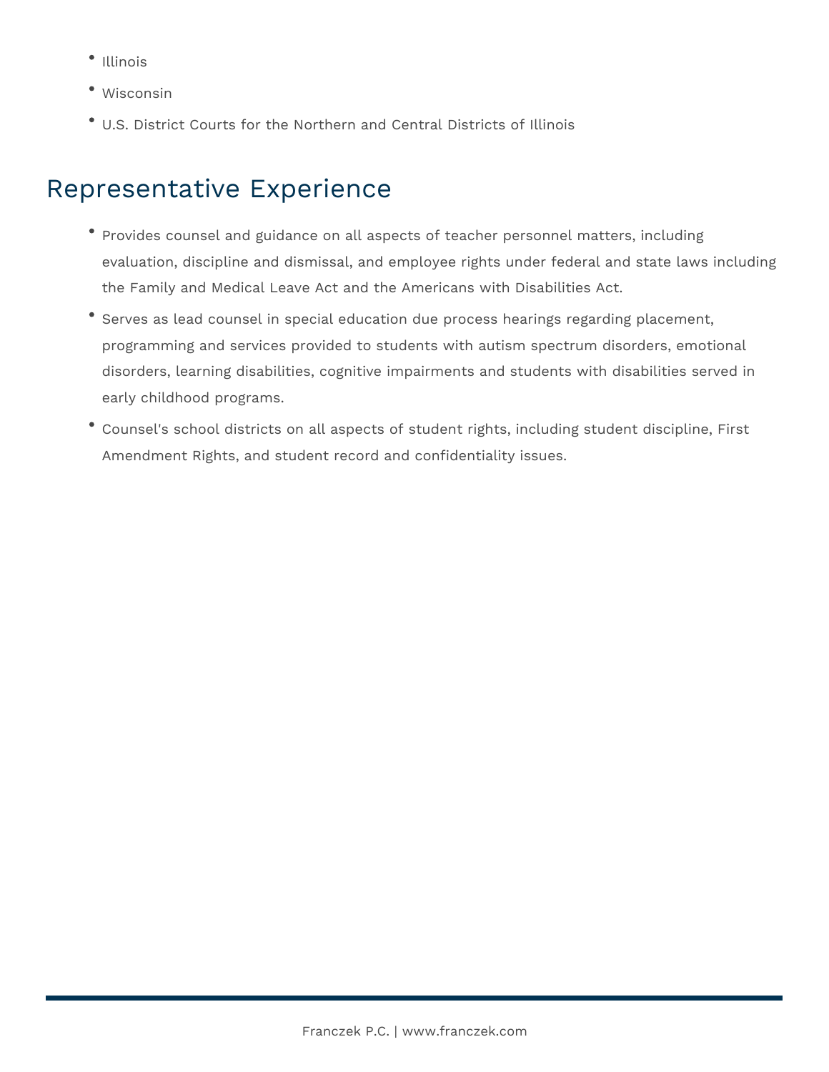- Illinois
- Wisconsin
- U.S. District Courts for the Northern and Central Districts of Illinois

## Representative Experience

- Provides counsel and guidance on all aspects of teacher personnel matters, including evaluation, discipline and dismissal, and employee rights under federal and state laws including the Family and Medical Leave Act and the Americans with Disabilities Act.
- Serves as lead counsel in special education due process hearings regarding placement, programming and services provided to students with autism spectrum disorders, emotional disorders, learning disabilities, cognitive impairments and students with disabilities served in early childhood programs.
- Counsel's school districts on all aspects of student rights, including student discipline, First Amendment Rights, and student record and confidentiality issues.